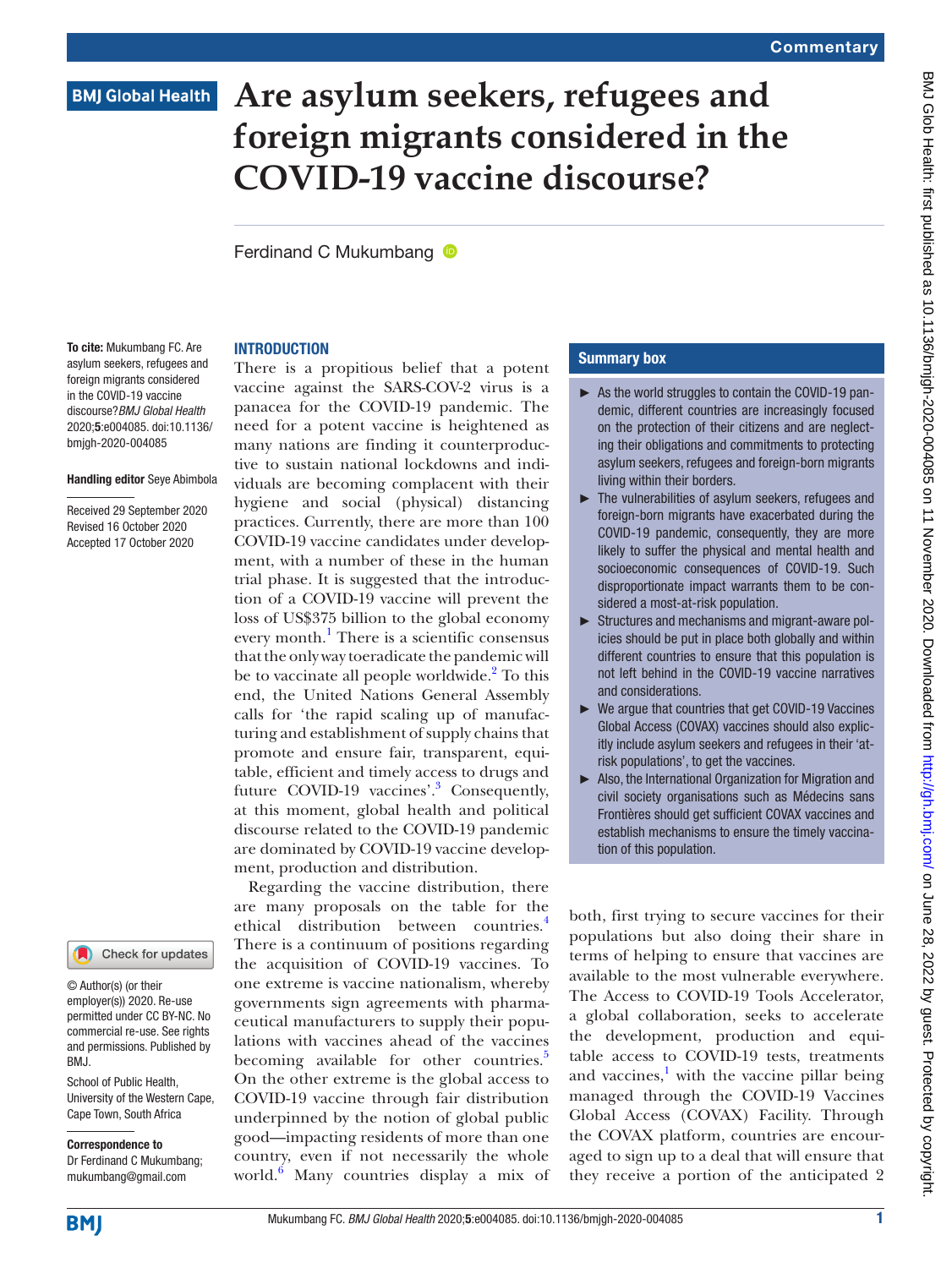Commentary

# Are asylum seekers, refugees and foreign migrants considered in the COVID-19 vaccine discourse?

Ferdinand C Mukumbang

**To cite:** Mukumbang FC. Are asylum seekers, refugees and foreign migrants considered in the COVID-19 vaccine discourse? *BMJ Global Health* 2020;**5**:e004085. doi:10.1136/bmjgh-2020-004085

**Handling editor** Seye Abimbola

Received 29 September 2020
Revised 16 October 2020
Accepted 17 October 2020

© Author(s) (or their employer(s)) 2020. Re-use permitted under CC BY-NC. No commercial re-use. See rights and permissions. Published by BMJ.

School of Public Health, University of the Western Cape, Cape Town, South Africa

**Correspondence to**
Dr Ferdinand C Mukumbang; mukumbang@gmail.com

## INTRODUCTION

There is a propitious belief that a potent vaccine against the SARS-COV-2 virus is a panacea for the COVID-19 pandemic. The need for a potent vaccine is heightened as many nations are finding it counterproductive to sustain national lockdowns and individuals are becoming complacent with their hygiene and social (physical) distancing practices. Currently, there are more than 100 COVID-19 vaccine candidates under development, with a number of these in the human trial phase. It is suggested that the introduction of a COVID-19 vaccine will prevent the loss of US$375 billion to the global economy every month.[1] There is a scientific consensus that the only way to eradicate the pandemic will be to vaccinate all people worldwide.[2] To this end, the United Nations General Assembly calls for 'the rapid scaling up of manufacturing and establishment of supply chains that promote and ensure fair, transparent, equitable, efficient and timely access to drugs and future COVID-19 vaccines'.[3] Consequently, at this moment, global health and political discourse related to the COVID-19 pandemic are dominated by COVID-19 vaccine development, production and distribution.

Regarding the vaccine distribution, there are many proposals on the table for the ethical distribution between countries.[4] There is a continuum of positions regarding the acquisition of COVID-19 vaccines. To one extreme is vaccine nationalism, whereby governments sign agreements with pharmaceutical manufacturers to supply their populations with vaccines ahead of the vaccines becoming available for other countries.[5] On the other extreme is the global access to COVID-19 vaccine through fair distribution underpinned by the notion of global public good—impacting residents of more than one country, even if not necessarily the whole world.[6] Many countries display a mix of both, first trying to secure vaccines for their populations but also doing their share in terms of helping to ensure that vaccines are available to the most vulnerable everywhere. The Access to COVID-19 Tools Accelerator, a global collaboration, seeks to accelerate the development, production and equitable access to COVID-19 tests, treatments and vaccines,[1] with the vaccine pillar being managed through the COVID-19 Vaccines Global Access (COVAX) Facility. Through the COVAX platform, countries are encouraged to sign up to a deal that will ensure that they receive a portion of the anticipated 2

### Summary box

- As the world struggles to contain the COVID-19 pandemic, different countries are increasingly focused on the protection of their citizens and are neglecting their obligations and commitments to protecting asylum seekers, refugees and foreign-born migrants living within their borders.
- The vulnerabilities of asylum seekers, refugees and foreign-born migrants have exacerbated during the COVID-19 pandemic, consequently, they are more likely to suffer the physical and mental health and socioeconomic consequences of COVID-19. Such disproportionate impact warrants them to be considered a most-at-risk population.
- Structures and mechanisms and migrant-aware policies should be put in place both globally and within different countries to ensure that this population is not left behind in the COVID-19 vaccine narratives and considerations.
- We argue that countries that get COVID-19 Vaccines Global Access (COVAX) vaccines should also explicitly include asylum seekers and refugees in their 'at-risk populations', to get the vaccines.
- Also, the International Organization for Migration and civil society organisations such as Médecins sans Frontières should get sufficient COVAX vaccines and establish mechanisms to ensure the timely vaccination of this population.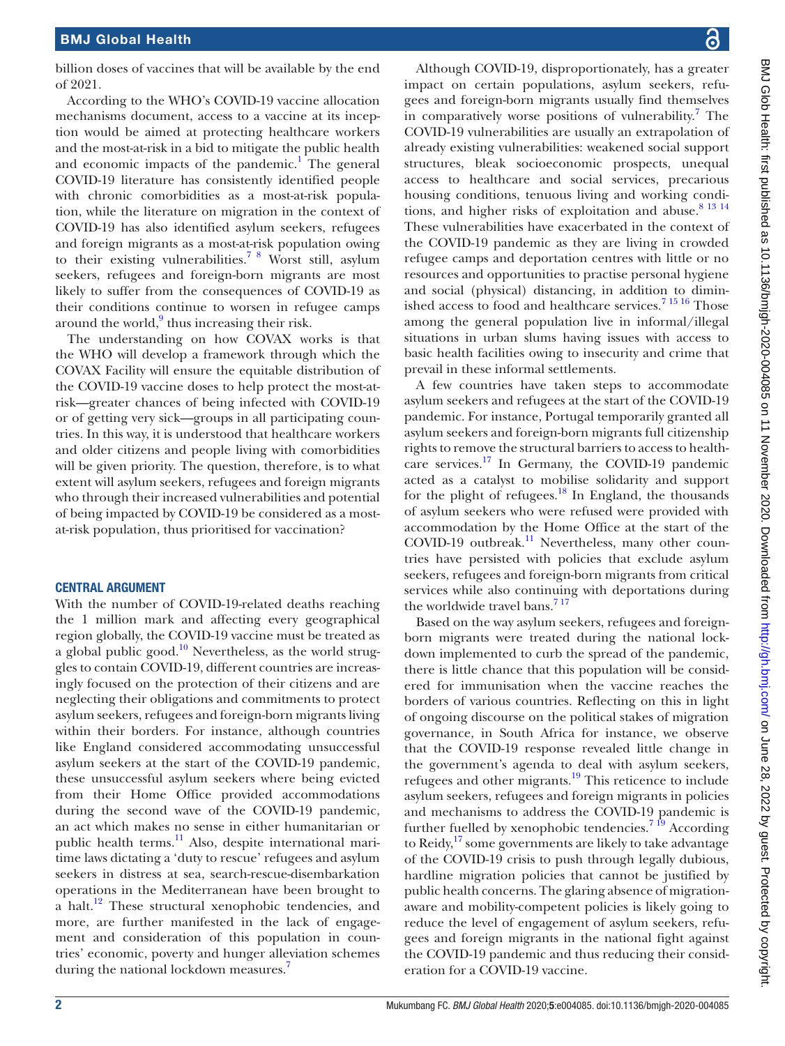billion doses of vaccines that will be available by the end of 2021.

According to the WHO's COVID-19 vaccine allocation mechanisms document, access to a vaccine at its inception would be aimed at protecting healthcare workers and the most-at-risk in a bid to mitigate the public health and economic impacts of the pandemic.[1] The general COVID-19 literature has consistently identified people with chronic comorbidities as a most-at-risk population, while the literature on migration in the context of COVID-19 has also identified asylum seekers, refugees and foreign migrants as a most-at-risk population owing to their existing vulnerabilities.[7 8] Worst still, asylum seekers, refugees and foreign-born migrants are most likely to suffer from the consequences of COVID-19 as their conditions continue to worsen in refugee camps around the world,[9] thus increasing their risk.

The understanding on how COVAX works is that the WHO will develop a framework through which the COVAX Facility will ensure the equitable distribution of the COVID-19 vaccine doses to help protect the most-at-risk—greater chances of being infected with COVID-19 or of getting very sick—groups in all participating countries. In this way, it is understood that healthcare workers and older citizens and people living with comorbidities will be given priority. The question, therefore, is to what extent will asylum seekers, refugees and foreign migrants who through their increased vulnerabilities and potential of being impacted by COVID-19 be considered as a most-at-risk population, thus prioritised for vaccination?

## CENTRAL ARGUMENT

With the number of COVID-19-related deaths reaching the 1 million mark and affecting every geographical region globally, the COVID-19 vaccine must be treated as a global public good.[10] Nevertheless, as the world struggles to contain COVID-19, different countries are increasingly focused on the protection of their citizens and are neglecting their obligations and commitments to protect asylum seekers, refugees and foreign-born migrants living within their borders. For instance, although countries like England considered accommodating unsuccessful asylum seekers at the start of the COVID-19 pandemic, these unsuccessful asylum seekers where being evicted from their Home Office provided accommodations during the second wave of the COVID-19 pandemic, an act which makes no sense in either humanitarian or public health terms.[11] Also, despite international maritime laws dictating a 'duty to rescue' refugees and asylum seekers in distress at sea, search-rescue-disembarkation operations in the Mediterranean have been brought to a halt.[12] These structural xenophobic tendencies, and more, are further manifested in the lack of engagement and consideration of this population in countries' economic, poverty and hunger alleviation schemes during the national lockdown measures.[7]

Although COVID-19, disproportionately, has a greater impact on certain populations, asylum seekers, refugees and foreign-born migrants usually find themselves in comparatively worse positions of vulnerability.[7] The COVID-19 vulnerabilities are usually an extrapolation of already existing vulnerabilities: weakened social support structures, bleak socioeconomic prospects, unequal access to healthcare and social services, precarious housing conditions, tenuous living and working conditions, and higher risks of exploitation and abuse.[8 13 14] These vulnerabilities have exacerbated in the context of the COVID-19 pandemic as they are living in crowded refugee camps and deportation centres with little or no resources and opportunities to practise personal hygiene and social (physical) distancing, in addition to diminished access to food and healthcare services.[7 15 16] Those among the general population live in informal/illegal situations in urban slums having issues with access to basic health facilities owing to insecurity and crime that prevail in these informal settlements.

A few countries have taken steps to accommodate asylum seekers and refugees at the start of the COVID-19 pandemic. For instance, Portugal temporarily granted all asylum seekers and foreign-born migrants full citizenship rights to remove the structural barriers to access to healthcare services.[17] In Germany, the COVID-19 pandemic acted as a catalyst to mobilise solidarity and support for the plight of refugees.[18] In England, the thousands of asylum seekers who were refused were provided with accommodation by the Home Office at the start of the COVID-19 outbreak.[11] Nevertheless, many other countries have persisted with policies that exclude asylum seekers, refugees and foreign-born migrants from critical services while also continuing with deportations during the worldwide travel bans.[7 17]

Based on the way asylum seekers, refugees and foreign-born migrants were treated during the national lockdown implemented to curb the spread of the pandemic, there is little chance that this population will be considered for immunisation when the vaccine reaches the borders of various countries. Reflecting on this in light of ongoing discourse on the political stakes of migration governance, in South Africa for instance, we observe that the COVID-19 response revealed little change in the government's agenda to deal with asylum seekers, refugees and other migrants.[19] This reticence to include asylum seekers, refugees and foreign migrants in policies and mechanisms to address the COVID-19 pandemic is further fuelled by xenophobic tendencies.[7 19] According to Reidy,[17] some governments are likely to take advantage of the COVID-19 crisis to push through legally dubious, hardline migration policies that cannot be justified by public health concerns. The glaring absence of migration-aware and mobility-competent policies is likely going to reduce the level of engagement of asylum seekers, refugees and foreign migrants in the national fight against the COVID-19 pandemic and thus reducing their consideration for a COVID-19 vaccine.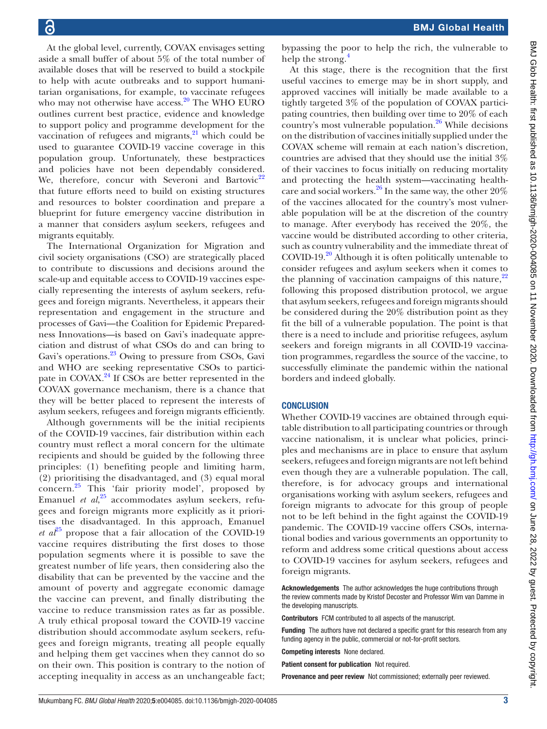At the global level, currently, COVAX envisages setting aside a small buffer of about 5% of the total number of available doses that will be reserved to build a stockpile to help with acute outbreaks and to support humanitarian organisations, for example, to vaccinate refugees who may not otherwise have access.[20] The WHO EURO outlines current best practice, evidence and knowledge to support policy and programme development for the vaccination of refugees and migrants,[21] which could be used to guarantee COVID-19 vaccine coverage in this population group. Unfortunately, these bestpractices and policies have not been dependably considered. We, therefore, concur with Severoni and Bartovic[22] that future efforts need to build on existing structures and resources to bolster coordination and prepare a blueprint for future emergency vaccine distribution in a manner that considers asylum seekers, refugees and migrants equitably.

The International Organization for Migration and civil society organisations (CSO) are strategically placed to contribute to discussions and decisions around the scale-up and equitable access to COVID-19 vaccines especially representing the interests of asylum seekers, refugees and foreign migrants. Nevertheless, it appears their representation and engagement in the structure and processes of Gavi—the Coalition for Epidemic Preparedness Innovations—is based on Gavi's inadequate appreciation and distrust of what CSOs do and can bring to Gavi's operations.[23] Owing to pressure from CSOs, Gavi and WHO are seeking representative CSOs to participate in COVAX.[24] If CSOs are better represented in the COVAX governance mechanism, there is a chance that they will be better placed to represent the interests of asylum seekers, refugees and foreign migrants efficiently.

Although governments will be the initial recipients of the COVID-19 vaccines, fair distribution within each country must reflect a moral concern for the ultimate recipients and should be guided by the following three principles: (1) benefiting people and limiting harm, (2) prioritising the disadvantaged, and (3) equal moral concern.[25] This 'fair priority model', proposed by Emanuel *et al*,[25] accommodates asylum seekers, refugees and foreign migrants more explicitly as it prioritises the disadvantaged. In this approach, Emanuel *et al*[25] propose that a fair allocation of the COVID-19 vaccine requires distributing the first doses to those population segments where it is possible to save the greatest number of life years, then considering also the disability that can be prevented by the vaccine and the amount of poverty and aggregate economic damage the vaccine can prevent, and finally distributing the vaccine to reduce transmission rates as far as possible. A truly ethical proposal toward the COVID-19 vaccine distribution should accommodate asylum seekers, refugees and foreign migrants, treating all people equally and helping them get vaccines when they cannot do so on their own. This position is contrary to the notion of accepting inequality in access as an unchangeable fact; bypassing the poor to help the rich, the vulnerable to help the strong.[4]

At this stage, there is the recognition that the first useful vaccines to emerge may be in short supply, and approved vaccines will initially be made available to a tightly targeted 3% of the population of COVAX participating countries, then building over time to 20% of each country's most vulnerable population.[26] While decisions on the distribution of vaccines initially supplied under the COVAX scheme will remain at each nation's discretion, countries are advised that they should use the initial 3% of their vaccines to focus initially on reducing mortality and protecting the health system—vaccinating healthcare and social workers.[26] In the same way, the other 20% of the vaccines allocated for the country's most vulnerable population will be at the discretion of the country to manage. After everybody has received the 20%, the vaccine would be distributed according to other criteria, such as country vulnerability and the immediate threat of COVID-19.[20] Although it is often politically untenable to consider refugees and asylum seekers when it comes to the planning of vaccination campaigns of this nature,[22] following this proposed distribution protocol, we argue that asylum seekers, refugees and foreign migrants should be considered during the 20% distribution point as they fit the bill of a vulnerable population. The point is that there is a need to include and prioritise refugees, asylum seekers and foreign migrants in all COVID-19 vaccination programmes, regardless the source of the vaccine, to successfully eliminate the pandemic within the national borders and indeed globally.

## CONCLUSION

Whether COVID-19 vaccines are obtained through equitable distribution to all participating countries or through vaccine nationalism, it is unclear what policies, principles and mechanisms are in place to ensure that asylum seekers, refugees and foreign migrants are not left behind even though they are a vulnerable population. The call, therefore, is for advocacy groups and international organisations working with asylum seekers, refugees and foreign migrants to advocate for this group of people not to be left behind in the fight against the COVID-19 pandemic. The COVID-19 vaccine offers CSOs, international bodies and various governments an opportunity to reform and address some critical questions about access to COVID-19 vaccines for asylum seekers, refugees and foreign migrants.

**Acknowledgements** The author acknowledges the huge contributions through the review comments made by Kristof Decoster and Professor Wim van Damme in the developing manuscripts.

**Contributors** FCM contributed to all aspects of the manuscript.

**Funding** The authors have not declared a specific grant for this research from any funding agency in the public, commercial or not-for-profit sectors.

**Competing interests** None declared.

**Patient consent for publication** Not required.

**Provenance and peer review** Not commissioned; externally peer reviewed.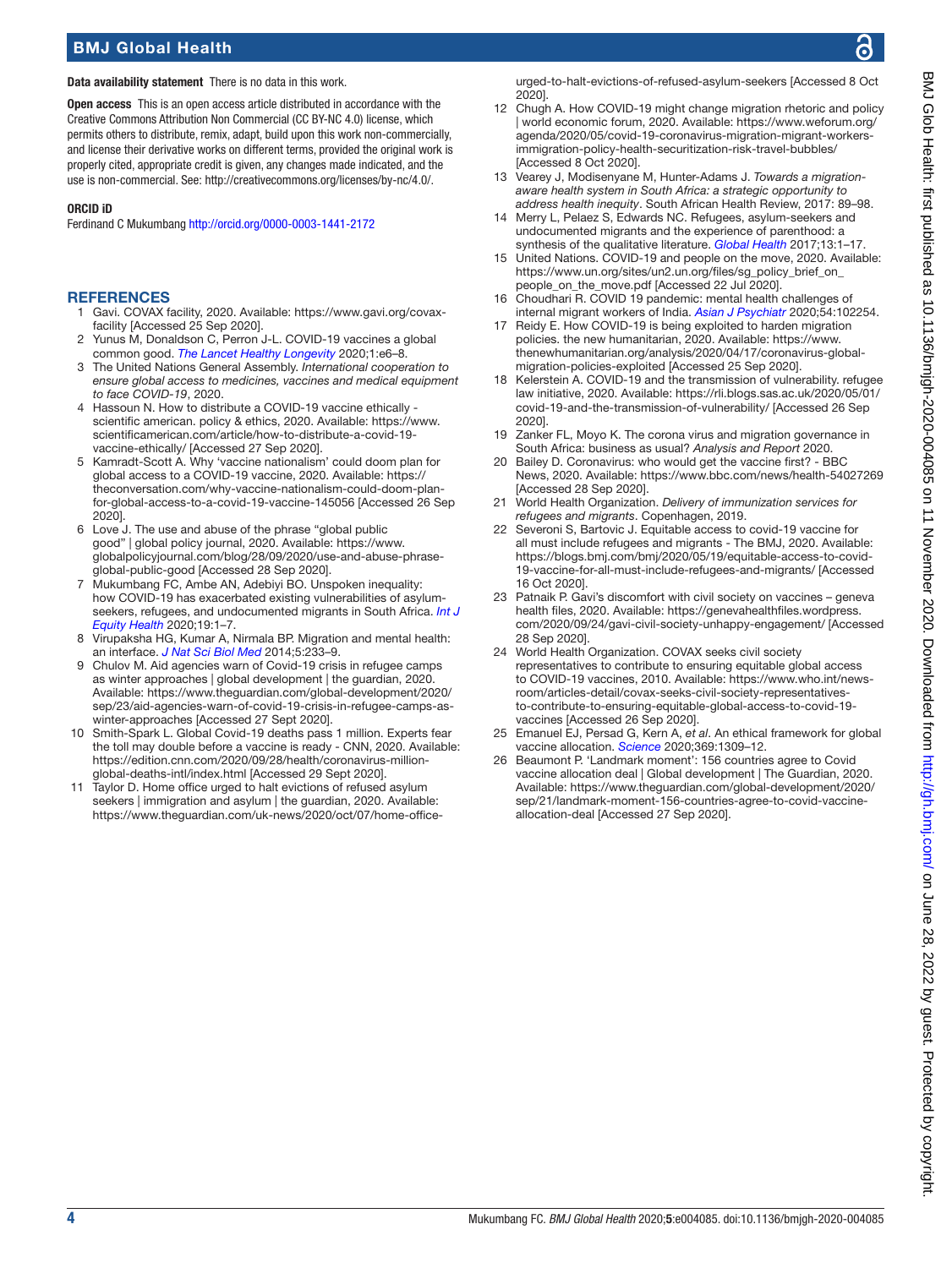**Data availability statement** There is no data in this work.

**Open access** This is an open access article distributed in accordance with the Creative Commons Attribution Non Commercial (CC BY-NC 4.0) license, which permits others to distribute, remix, adapt, build upon this work non-commercially, and license their derivative works on different terms, provided the original work is properly cited, appropriate credit is given, any changes made indicated, and the use is non-commercial. See: http://creativecommons.org/licenses/by-nc/4.0/.

**ORCID iD**

Ferdinand C Mukumbang http://orcid.org/0000-0003-1441-2172

## REFERENCES

1. Gavi. COVAX facility, 2020. Available: https://www.gavi.org/covax-facility [Accessed 25 Sep 2020].
2. Yunus M, Donaldson C, Perron J-L. COVID-19 vaccines a global common good. *The Lancet Healthy Longevity* 2020;1:e6–8.
3. The United Nations General Assembly. *International cooperation to ensure global access to medicines, vaccines and medical equipment to face COVID-19*, 2020.
4. Hassoun N. How to distribute a COVID-19 vaccine ethically - scientific american. policy & ethics, 2020. Available: https://www.scientificamerican.com/article/how-to-distribute-a-covid-19-vaccine-ethically/ [Accessed 27 Sep 2020].
5. Kamradt-Scott A. Why 'vaccine nationalism' could doom plan for global access to a COVID-19 vaccine, 2020. Available: https://theconversation.com/why-vaccine-nationalism-could-doom-plan-for-global-access-to-a-covid-19-vaccine-145056 [Accessed 26 Sep 2020].
6. Love J. The use and abuse of the phrase "global public good" | global policy journal, 2020. Available: https://www.globalpolicyjournal.com/blog/28/09/2020/use-and-abuse-phrase-global-public-good [Accessed 28 Sep 2020].
7. Mukumbang FC, Ambe AN, Adebiyi BO. Unspoken inequality: how COVID-19 has exacerbated existing vulnerabilities of asylum-seekers, refugees, and undocumented migrants in South Africa. *Int J Equity Health* 2020;19:1–7.
8. Virupaksha HG, Kumar A, Nirmala BP. Migration and mental health: an interface. *J Nat Sci Biol Med* 2014;5:233–9.
9. Chulov M. Aid agencies warn of Covid-19 crisis in refugee camps as winter approaches | global development | the guardian, 2020. Available: https://www.theguardian.com/global-development/2020/sep/23/aid-agencies-warn-of-covid-19-crisis-in-refugee-camps-as-winter-approaches [Accessed 27 Sept 2020].
10. Smith-Spark L. Global Covid-19 deaths pass 1 million. Experts fear the toll may double before a vaccine is ready - CNN, 2020. Available: https://edition.cnn.com/2020/09/28/health/coronavirus-million-global-deaths-intl/index.html [Accessed 29 Sept 2020].
11. Taylor D. Home office urged to halt evictions of refused asylum seekers | immigration and asylum | the guardian, 2020. Available: https://www.theguardian.com/uk-news/2020/oct/07/home-office-urged-to-halt-evictions-of-refused-asylum-seekers [Accessed 8 Oct 2020].
12. Chugh A. How COVID-19 might change migration rhetoric and policy | world economic forum, 2020. Available: https://www.weforum.org/agenda/2020/05/covid-19-coronavirus-migration-migrant-workers-immigration-policy-health-securitization-risk-travel-bubbles/ [Accessed 8 Oct 2020].
13. Vearey J, Modisenyane M, Hunter-Adams J. *Towards a migration-aware health system in South Africa: a strategic opportunity to address health inequity*. South African Health Review, 2017: 89–98.
14. Merry L, Pelaez S, Edwards NC. Refugees, asylum-seekers and undocumented migrants and the experience of parenthood: a synthesis of the qualitative literature. *Global Health* 2017;13:1–17.
15. United Nations. COVID-19 and people on the move, 2020. Available: https://www.un.org/sites/un2.un.org/files/sg_policy_brief_on_people_on_the_move.pdf [Accessed 22 Jul 2020].
16. Choudhari R. COVID 19 pandemic: mental health challenges of internal migrant workers of India. *Asian J Psychiatr* 2020;54:102254.
17. Reidy E. How COVID-19 is being exploited to harden migration policies. the new humanitarian, 2020. Available: https://www.thenewhumanitarian.org/analysis/2020/04/17/coronavirus-global-migration-policies-exploited [Accessed 25 Sep 2020].
18. Kelerstein A. COVID-19 and the transmission of vulnerability. refugee law initiative, 2020. Available: https://rli.blogs.sas.ac.uk/2020/05/01/covid-19-and-the-transmission-of-vulnerability/ [Accessed 26 Sep 2020].
19. Zanker FL, Moyo K. The corona virus and migration governance in South Africa: business as usual? *Analysis and Report* 2020.
20. Bailey D. Coronavirus: who would get the vaccine first? - BBC News, 2020. Available: https://www.bbc.com/news/health-54027269 [Accessed 28 Sep 2020].
21. World Health Organization. *Delivery of immunization services for refugees and migrants*. Copenhagen, 2019.
22. Severoni S, Bartovic J. Equitable access to covid-19 vaccine for all must include refugees and migrants - The BMJ, 2020. Available: https://blogs.bmj.com/bmj/2020/05/19/equitable-access-to-covid-19-vaccine-for-all-must-include-refugees-and-migrants/ [Accessed 16 Oct 2020].
23. Patnaik P. Gavi's discomfort with civil society on vaccines – geneva health files, 2020. Available: https://genevahealthfiles.wordpress.com/2020/09/24/gavi-civil-society-unhappy-engagement/ [Accessed 28 Sep 2020].
24. World Health Organization. COVAX seeks civil society representatives to contribute to ensuring equitable global access to COVID-19 vaccines, 2010. Available: https://www.who.int/news-room/articles-detail/covax-seeks-civil-society-representatives-to-contribute-to-ensuring-equitable-global-access-to-covid-19-vaccines [Accessed 26 Sep 2020].
25. Emanuel EJ, Persad G, Kern A, *et al*. An ethical framework for global vaccine allocation. *Science* 2020;369:1309–12.
26. Beaumont P. 'Landmark moment': 156 countries agree to Covid vaccine allocation deal | Global development | The Guardian, 2020. Available: https://www.theguardian.com/global-development/2020/sep/21/landmark-moment-156-countries-agree-to-covid-vaccine-allocation-deal [Accessed 27 Sep 2020].